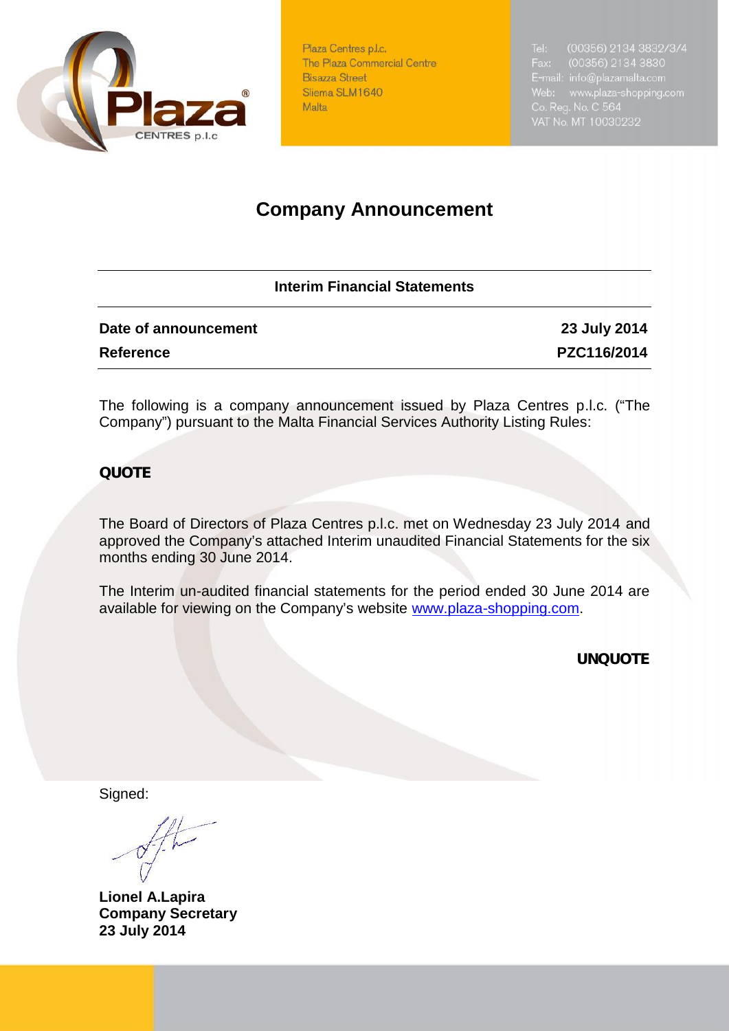Plaza Centres p.l.c.
The Plaza Commercial Centre
Bisazza Street
Sliema SLM1640
Malta

Tel: (00356) 2134 3832/3/4
Fax: (00356) 2134 3830
E-mail: info@plazamalta.com
Web: www.plaza-shopping.com
Co. Reg. No. C 564
VAT No. MT 10030232

# Company Announcement

## Interim Financial Statements

| | |
|---|---|
| **Date of announcement** | **23 July 2014** |
| **Reference** | **PZC116/2014** |

The following is a company announcement issued by Plaza Centres p.l.c. ("The Company") pursuant to the Malta Financial Services Authority Listing Rules:

**QUOTE**

The Board of Directors of Plaza Centres p.l.c. met on Wednesday 23 July 2014 and approved the Company's attached Interim unaudited Financial Statements for the six months ending 30 June 2014.

The Interim un-audited financial statements for the period ended 30 June 2014 are available for viewing on the Company's website www.plaza-shopping.com.

**UNQUOTE**

Signed:

**Lionel A.Lapira**
**Company Secretary**
**23 July 2014**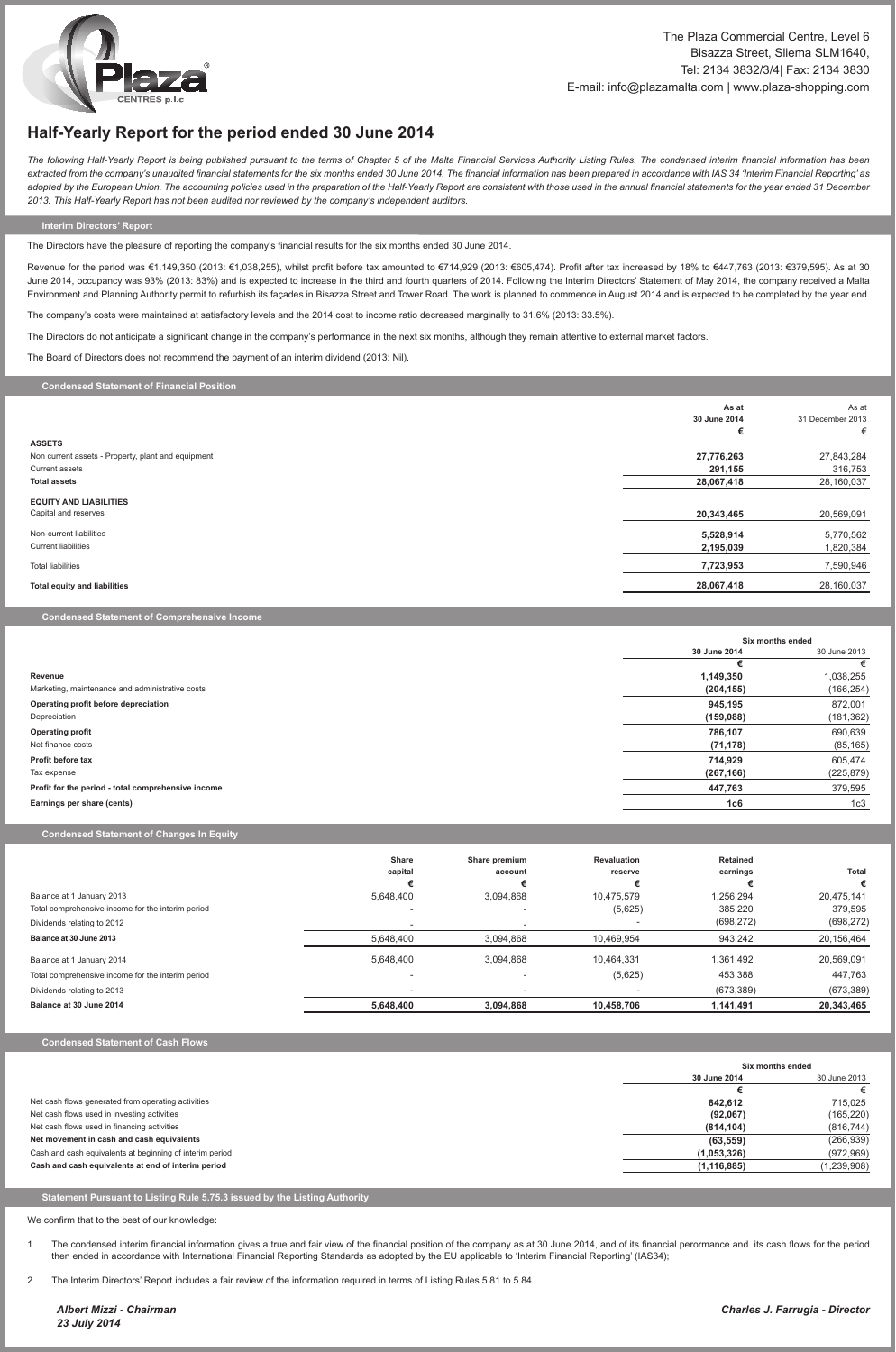The Plaza Commercial Centre, Level 6
Bisazza Street, Sliema SLM1640,
Tel: 2134 3832/3/4| Fax: 2134 3830
E-mail: info@plazamalta.com | www.plaza-shopping.com

# Half-Yearly Report for the period ended 30 June 2014

*The following Half-Yearly Report is being published pursuant to the terms of Chapter 5 of the Malta Financial Services Authority Listing Rules. The condensed interim financial information has been extracted from the company's unaudited financial statements for the six months ended 30 June 2014. The financial information has been prepared in accordance with IAS 34 'Interim Financial Reporting' as adopted by the European Union. The accounting policies used in the preparation of the Half-Yearly Report are consistent with those used in the annual financial statements for the year ended 31 December 2013. This Half-Yearly Report has not been audited nor reviewed by the company's independent auditors.*

## Interim Directors' Report

The Directors have the pleasure of reporting the company's financial results for the six months ended 30 June 2014.

Revenue for the period was €1,149,350 (2013: €1,038,255), whilst profit before tax amounted to €714,929 (2013: €605,474). Profit after tax increased by 18% to €447,763 (2013: €379,595). As at 30 June 2014, occupancy was 93% (2013: 83%) and is expected to increase in the third and fourth quarters of 2014. Following the Interim Directors' Statement of May 2014, the company received a Malta Environment and Planning Authority permit to refurbish its façades in Bisazza Street and Tower Road. The work is planned to commence in August 2014 and is expected to be completed by the year end.

The company's costs were maintained at satisfactory levels and the 2014 cost to income ratio decreased marginally to 31.6% (2013: 33.5%).

The Directors do not anticipate a significant change in the company's performance in the next six months, although they remain attentive to external market factors.

The Board of Directors does not recommend the payment of an interim dividend (2013: Nil).

## Condensed Statement of Financial Position

| | As at 30 June 2014 | As at 31 December 2013 |
|---|---|---|
| | € | € |
| **ASSETS** | | |
| Non current assets - Property, plant and equipment | **27,776,263** | 27,843,284 |
| Current assets | **291,155** | 316,753 |
| **Total assets** | **28,067,418** | 28,160,037 |
| **EQUITY AND LIABILITIES** | | |
| Capital and reserves | **20,343,465** | 20,569,091 |
| Non-current liabilities | **5,528,914** | 5,770,562 |
| Current liabilities | **2,195,039** | 1,820,384 |
| Total liabilities | **7,723,953** | 7,590,946 |
| **Total equity and liabilities** | **28,067,418** | 28,160,037 |

## Condensed Statement of Comprehensive Income

| | Six months ended | |
|---|---|---|
| | 30 June 2014 | 30 June 2013 |
| | € | € |
| **Revenue** | **1,149,350** | 1,038,255 |
| Marketing, maintenance and administrative costs | **(204,155)** | (166,254) |
| **Operating profit before depreciation** | **945,195** | 872,001 |
| Depreciation | **(159,088)** | (181,362) |
| **Operating profit** | **786,107** | 690,639 |
| Net finance costs | **(71,178)** | (85,165) |
| **Profit before tax** | **714,929** | 605,474 |
| Tax expense | **(267,166)** | (225,879) |
| **Profit for the period - total comprehensive income** | **447,763** | 379,595 |
| **Earnings per share (cents)** | **1c6** | 1c3 |

## Condensed Statement of Changes In Equity

| | Share capital | Share premium account | Revaluation reserve | Retained earnings | Total |
|---|---|---|---|---|---|
| | € | € | € | € | € |
| Balance at 1 January 2013 | 5,648,400 | 3,094,868 | 10,475,579 | 1,256,294 | 20,475,141 |
| Total comprehensive income for the interim period | - | - | (5,625) | 385,220 | 379,595 |
| Dividends relating to 2012 | - | - | - | (698,272) | (698,272) |
| **Balance at 30 June 2013** | 5,648,400 | 3,094,868 | 10,469,954 | 943,242 | 20,156,464 |
| Balance at 1 January 2014 | 5,648,400 | 3,094,868 | 10,464,331 | 1,361,492 | 20,569,091 |
| Total comprehensive income for the interim period | - | - | (5,625) | 453,388 | 447,763 |
| Dividends relating to 2013 | - | - | - | (673,389) | (673,389) |
| **Balance at 30 June 2014** | **5,648,400** | **3,094,868** | **10,458,706** | **1,141,491** | **20,343,465** |

## Condensed Statement of Cash Flows

| | Six months ended | |
|---|---|---|
| | 30 June 2014 | 30 June 2013 |
| | € | € |
| Net cash flows generated from operating activities | **842,612** | 715,025 |
| Net cash flows used in investing activities | **(92,067)** | (165,220) |
| Net cash flows used in financing activities | **(814,104)** | (816,744) |
| **Net movement in cash and cash equivalents** | **(63,559)** | (266,939) |
| Cash and cash equivalents at beginning of interim period | **(1,053,326)** | (972,969) |
| **Cash and cash equivalents at end of interim period** | **(1,116,885)** | (1,239,908) |

## Statement Pursuant to Listing Rule 5.75.3 issued by the Listing Authority

We confirm that to the best of our knowledge:

1. The condensed interim financial information gives a true and fair view of the financial position of the company as at 30 June 2014, and of its financial perormance and its cash flows for the period then ended in accordance with International Financial Reporting Standards as adopted by the EU applicable to 'Interim Financial Reporting' (IAS34);

2. The Interim Directors' Report includes a fair review of the information required in terms of Listing Rules 5.81 to 5.84.

***Albert Mizzi - Chairman***
***23 July 2014***

***Charles J. Farrugia - Director***